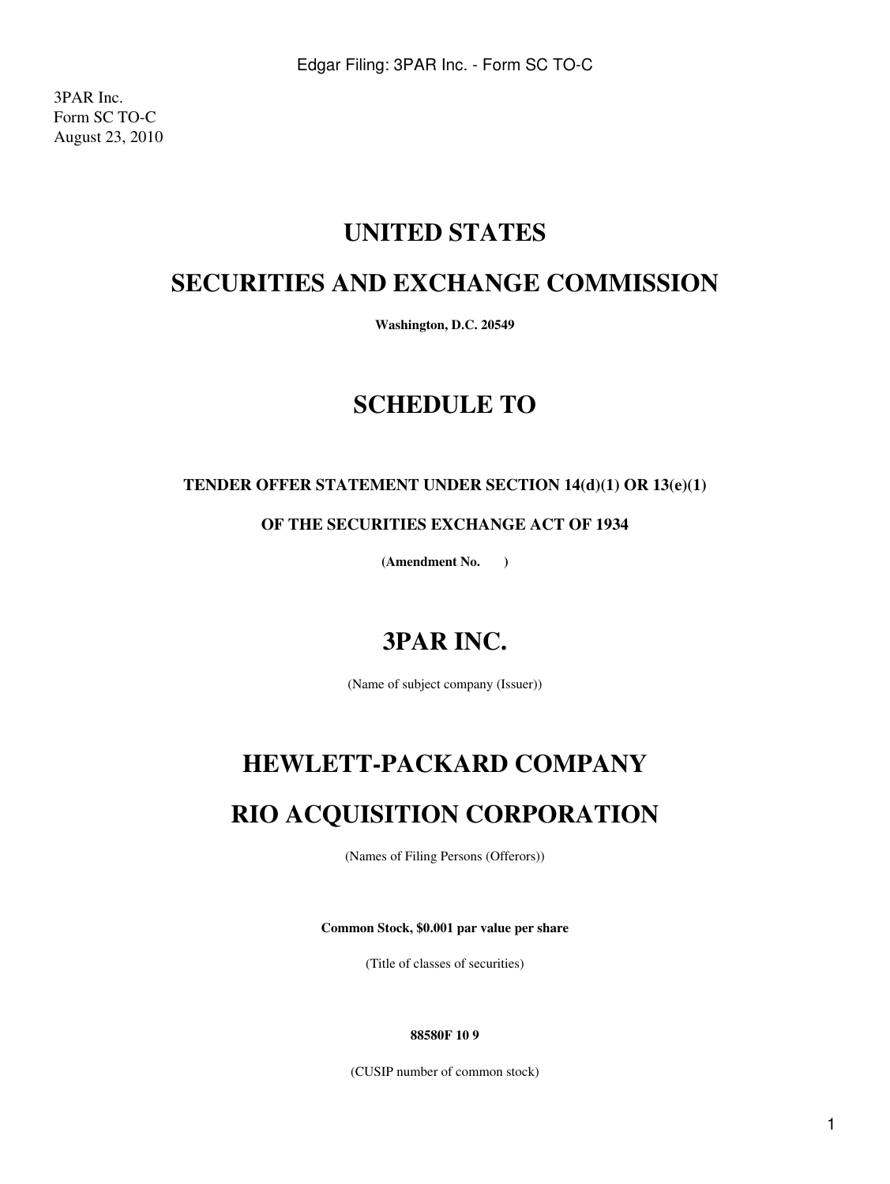3PAR Inc.
Form SC TO-C
August 23, 2010

# UNITED STATES

# SECURITIES AND EXCHANGE COMMISSION

**Washington, D.C. 20549**

# SCHEDULE TO

**TENDER OFFER STATEMENT UNDER SECTION 14(d)(1) OR 13(e)(1)**

**OF THE SECURITIES EXCHANGE ACT OF 1934**

**(Amendment No. )**

# 3PAR INC.

(Name of subject company (Issuer))

# HEWLETT-PACKARD COMPANY

# RIO ACQUISITION CORPORATION

(Names of Filing Persons (Offerors))

**Common Stock, $0.001 par value per share**

(Title of classes of securities)

**88580F 10 9**

(CUSIP number of common stock)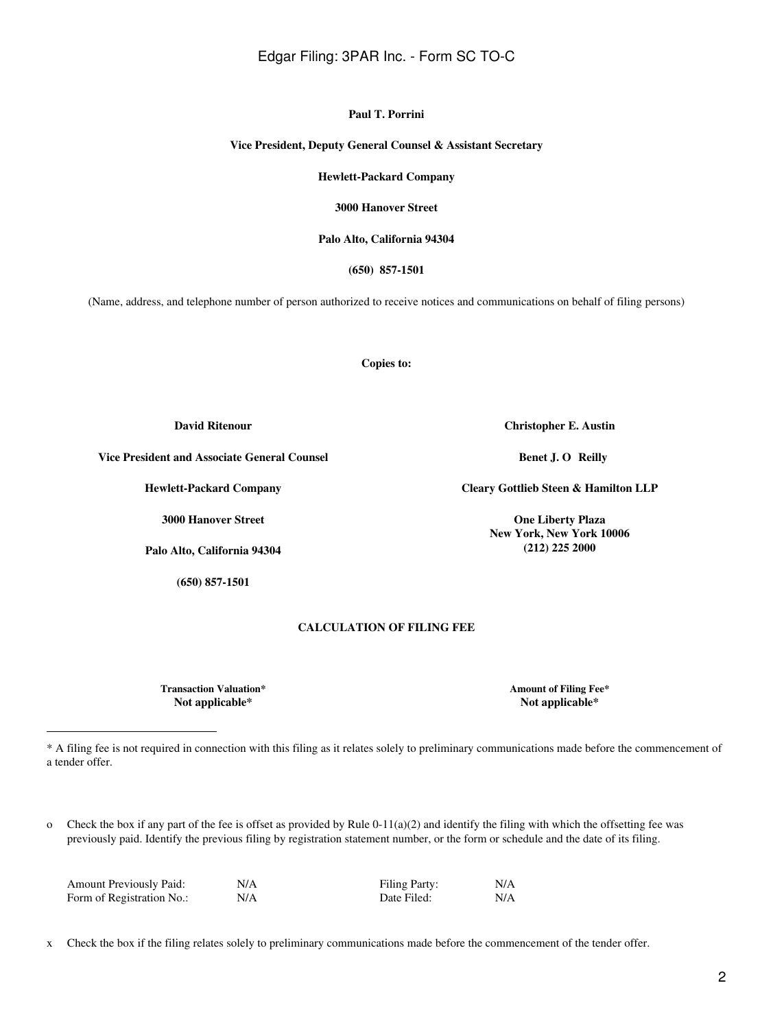**Paul T. Porrini**

**Vice President, Deputy General Counsel & Assistant Secretary**

**Hewlett-Packard Company**

**3000 Hanover Street**

**Palo Alto, California 94304**

**(650) 857-1501**

(Name, address, and telephone number of person authorized to receive notices and communications on behalf of filing persons)

**Copies to:**

| | |
|---|---|
| **David Ritenour** | **Christopher E. Austin** |
| **Vice President and Associate General Counsel** | **Benet J. O Reilly** |
| **Hewlett-Packard Company** | **Cleary Gottlieb Steen & Hamilton LLP** |
| **3000 Hanover Street** | **One Liberty Plaza** |
| **Palo Alto, California 94304** | **New York, New York 10006** |
| **(650) 857-1501** | **(212) 225 2000** |

**CALCULATION OF FILING FEE**

| Transaction Valuation* | Amount of Filing Fee* |
|---|---|
| Not applicable* | Not applicable* |

\* A filing fee is not required in connection with this filing as it relates solely to preliminary communications made before the commencement of a tender offer.

o Check the box if any part of the fee is offset as provided by Rule 0-11(a)(2) and identify the filing with which the offsetting fee was previously paid. Identify the previous filing by registration statement number, or the form or schedule and the date of its filing.

| | | | |
|---|---|---|---|
| Amount Previously Paid: | N/A | Filing Party: | N/A |
| Form of Registration No.: | N/A | Date Filed: | N/A |

x Check the box if the filing relates solely to preliminary communications made before the commencement of the tender offer.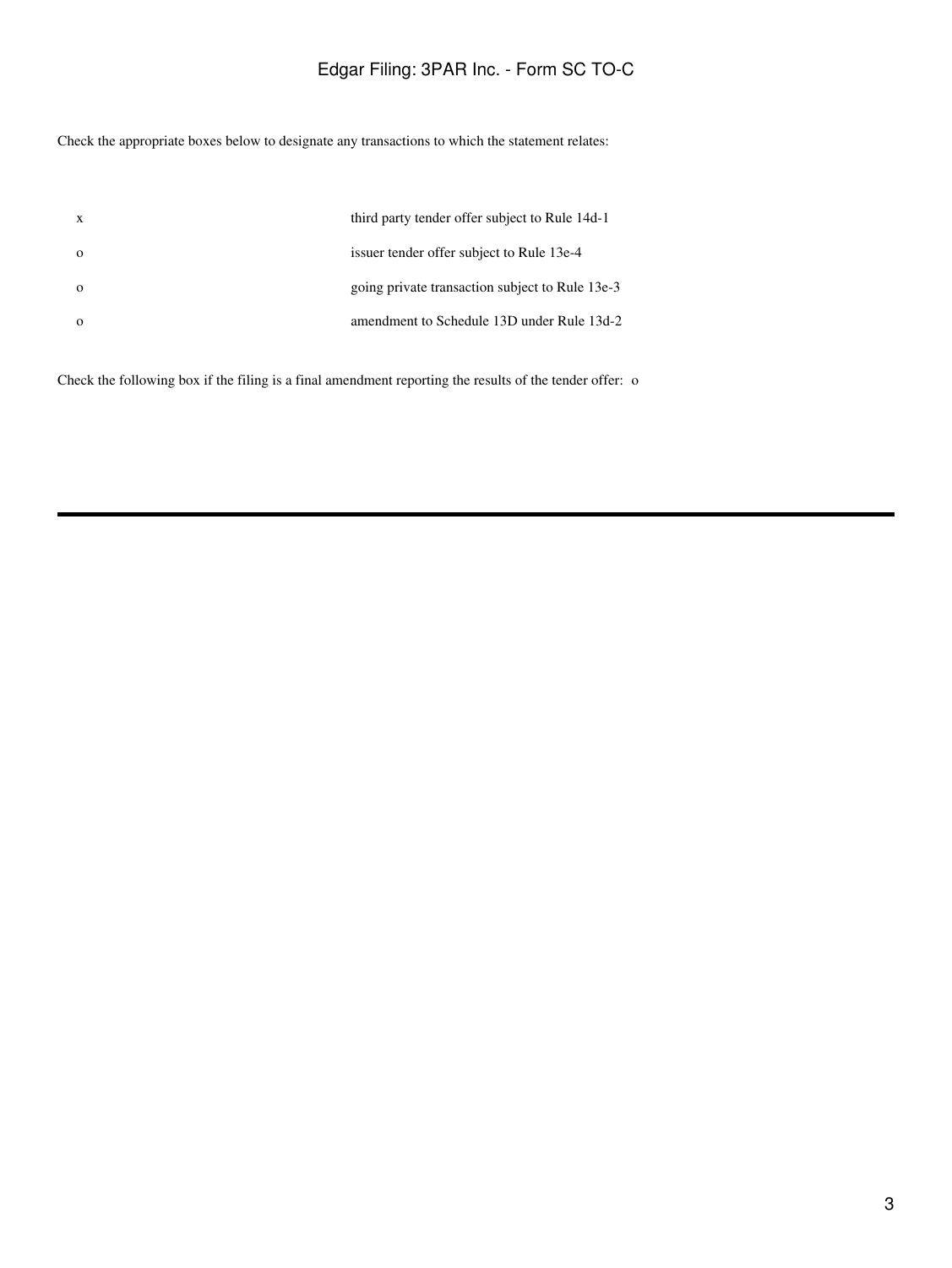Check the appropriate boxes below to designate any transactions to which the statement relates:

| | |
|---|---|
| x | third party tender offer subject to Rule 14d-1 |
| o | issuer tender offer subject to Rule 13e-4 |
| o | going private transaction subject to Rule 13e-3 |
| o | amendment to Schedule 13D under Rule 13d-2 |

Check the following box if the filing is a final amendment reporting the results of the tender offer: o

---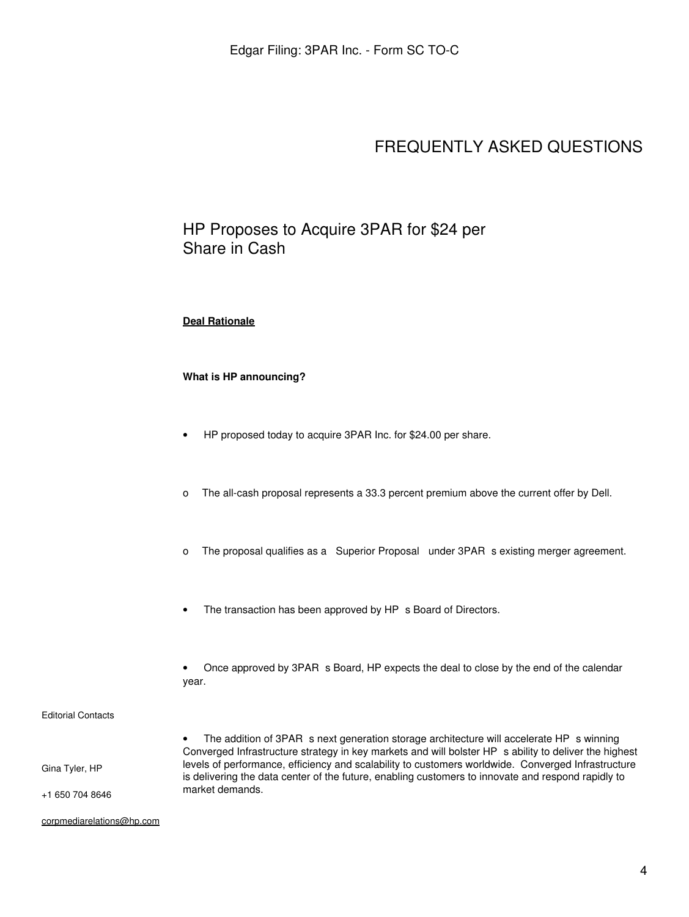# FREQUENTLY ASKED QUESTIONS

## HP Proposes to Acquire 3PAR for $24 per Share in Cash

**Deal Rationale**

**What is HP announcing?**

- HP proposed today to acquire 3PAR Inc. for $24.00 per share.
  - The all-cash proposal represents a 33.3 percent premium above the current offer by Dell.
  - The proposal qualifies as a Superior Proposal under 3PAR s existing merger agreement.
- The transaction has been approved by HP s Board of Directors.
- Once approved by 3PAR s Board, HP expects the deal to close by the end of the calendar year.
- The addition of 3PAR s next generation storage architecture will accelerate HP s winning Converged Infrastructure strategy in key markets and will bolster HP s ability to deliver the highest levels of performance, efficiency and scalability to customers worldwide. Converged Infrastructure is delivering the data center of the future, enabling customers to innovate and respond rapidly to market demands.

Editorial Contacts

Gina Tyler, HP

+1 650 704 8646

corpmediarelations@hp.com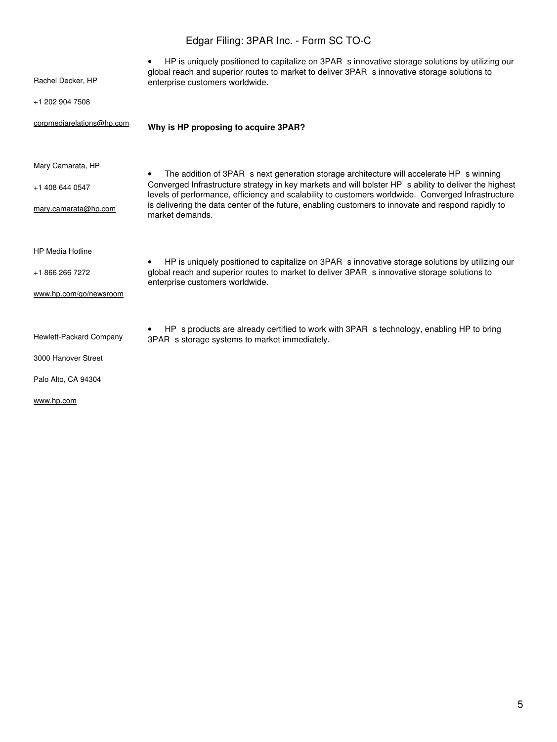- HP is uniquely positioned to capitalize on 3PAR s innovative storage solutions by utilizing our global reach and superior routes to market to deliver 3PAR s innovative storage solutions to enterprise customers worldwide.

**Why is HP proposing to acquire 3PAR?**

- The addition of 3PAR s next generation storage architecture will accelerate HP s winning Converged Infrastructure strategy in key markets and will bolster HP s ability to deliver the highest levels of performance, efficiency and scalability to customers worldwide. Converged Infrastructure is delivering the data center of the future, enabling customers to innovate and respond rapidly to market demands.

- HP is uniquely positioned to capitalize on 3PAR s innovative storage solutions by utilizing our global reach and superior routes to market to deliver 3PAR s innovative storage solutions to enterprise customers worldwide.

- HP s products are already certified to work with 3PAR s technology, enabling HP to bring 3PAR s storage systems to market immediately.

Rachel Decker, HP

+1 202 904 7508

corpmediarelations@hp.com

Mary Camarata, HP

+1 408 644 0547

mary.camarata@hp.com

HP Media Hotline

+1 866 266 7272

www.hp.com/go/newsroom

Hewlett-Packard Company

3000 Hanover Street

Palo Alto, CA 94304

www.hp.com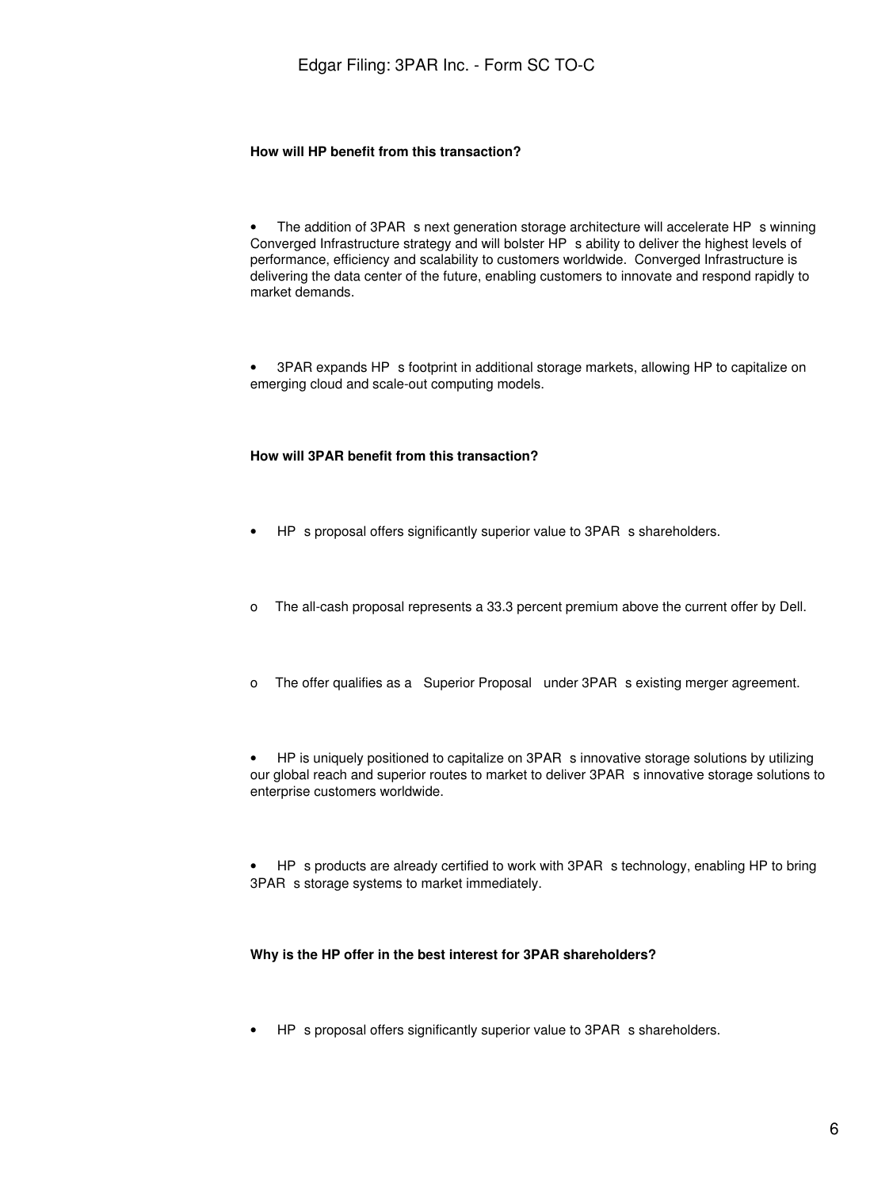**How will HP benefit from this transaction?**

- The addition of 3PAR s next generation storage architecture will accelerate HP s winning Converged Infrastructure strategy and will bolster HP s ability to deliver the highest levels of performance, efficiency and scalability to customers worldwide. Converged Infrastructure is delivering the data center of the future, enabling customers to innovate and respond rapidly to market demands.

- 3PAR expands HP s footprint in additional storage markets, allowing HP to capitalize on emerging cloud and scale-out computing models.

**How will 3PAR benefit from this transaction?**

- HP s proposal offers significantly superior value to 3PAR s shareholders.

  - The all-cash proposal represents a 33.3 percent premium above the current offer by Dell.

  - The offer qualifies as a Superior Proposal under 3PAR s existing merger agreement.

- HP is uniquely positioned to capitalize on 3PAR s innovative storage solutions by utilizing our global reach and superior routes to market to deliver 3PAR s innovative storage solutions to enterprise customers worldwide.

- HP s products are already certified to work with 3PAR s technology, enabling HP to bring 3PAR s storage systems to market immediately.

**Why is the HP offer in the best interest for 3PAR shareholders?**

- HP s proposal offers significantly superior value to 3PAR s shareholders.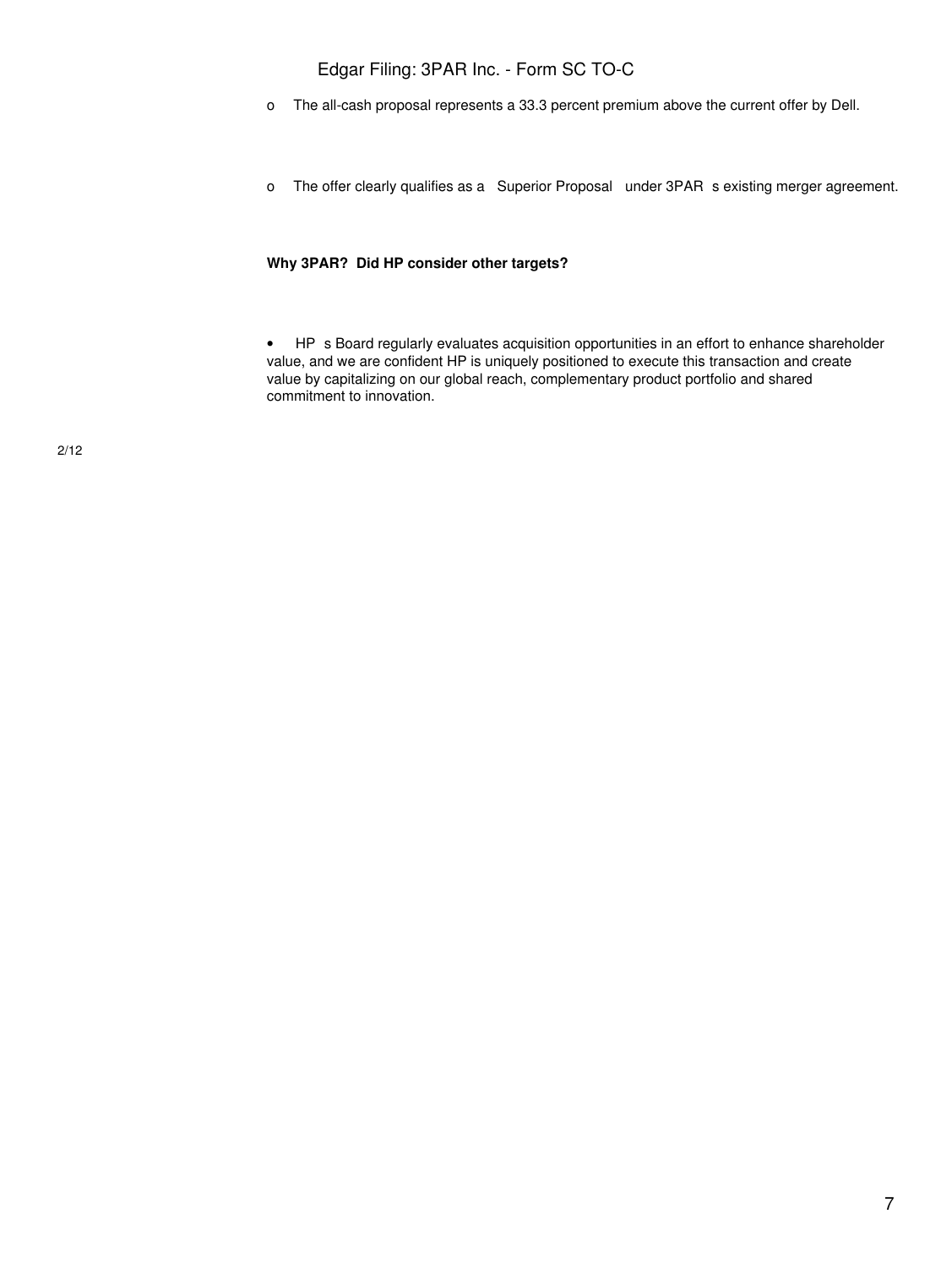- The all-cash proposal represents a 33.3 percent premium above the current offer by Dell.

- The offer clearly qualifies as a  Superior Proposal  under 3PAR s existing merger agreement.

**Why 3PAR? Did HP consider other targets?**

- HP s Board regularly evaluates acquisition opportunities in an effort to enhance shareholder value, and we are confident HP is uniquely positioned to execute this transaction and create value by capitalizing on our global reach, complementary product portfolio and shared commitment to innovation.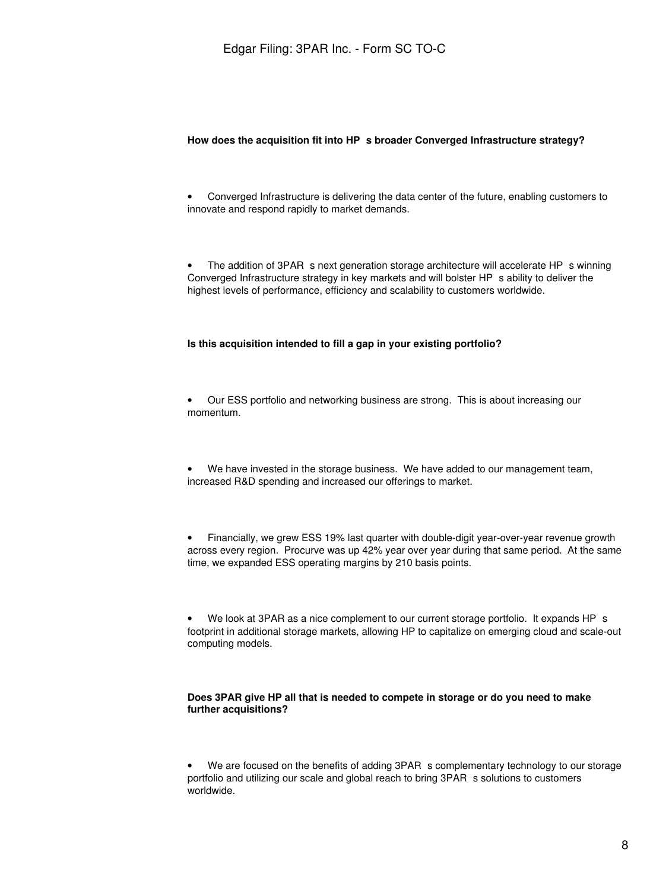**How does the acquisition fit into HP s broader Converged Infrastructure strategy?**

- Converged Infrastructure is delivering the data center of the future, enabling customers to innovate and respond rapidly to market demands.

- The addition of 3PAR s next generation storage architecture will accelerate HP s winning Converged Infrastructure strategy in key markets and will bolster HP s ability to deliver the highest levels of performance, efficiency and scalability to customers worldwide.

**Is this acquisition intended to fill a gap in your existing portfolio?**

- Our ESS portfolio and networking business are strong. This is about increasing our momentum.

- We have invested in the storage business. We have added to our management team, increased R&D spending and increased our offerings to market.

- Financially, we grew ESS 19% last quarter with double-digit year-over-year revenue growth across every region. Procurve was up 42% year over year during that same period. At the same time, we expanded ESS operating margins by 210 basis points.

- We look at 3PAR as a nice complement to our current storage portfolio. It expands HP s footprint in additional storage markets, allowing HP to capitalize on emerging cloud and scale-out computing models.

**Does 3PAR give HP all that is needed to compete in storage or do you need to make further acquisitions?**

- We are focused on the benefits of adding 3PAR s complementary technology to our storage portfolio and utilizing our scale and global reach to bring 3PAR s solutions to customers worldwide.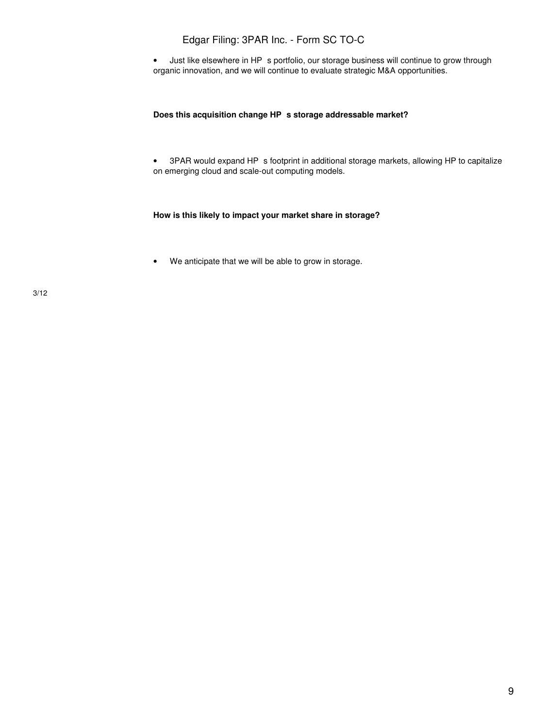- Just like elsewhere in HP s portfolio, our storage business will continue to grow through organic innovation, and we will continue to evaluate strategic M&A opportunities.

**Does this acquisition change HP s storage addressable market?**

- 3PAR would expand HP s footprint in additional storage markets, allowing HP to capitalize on emerging cloud and scale-out computing models.

**How is this likely to impact your market share in storage?**

- We anticipate that we will be able to grow in storage.

3/12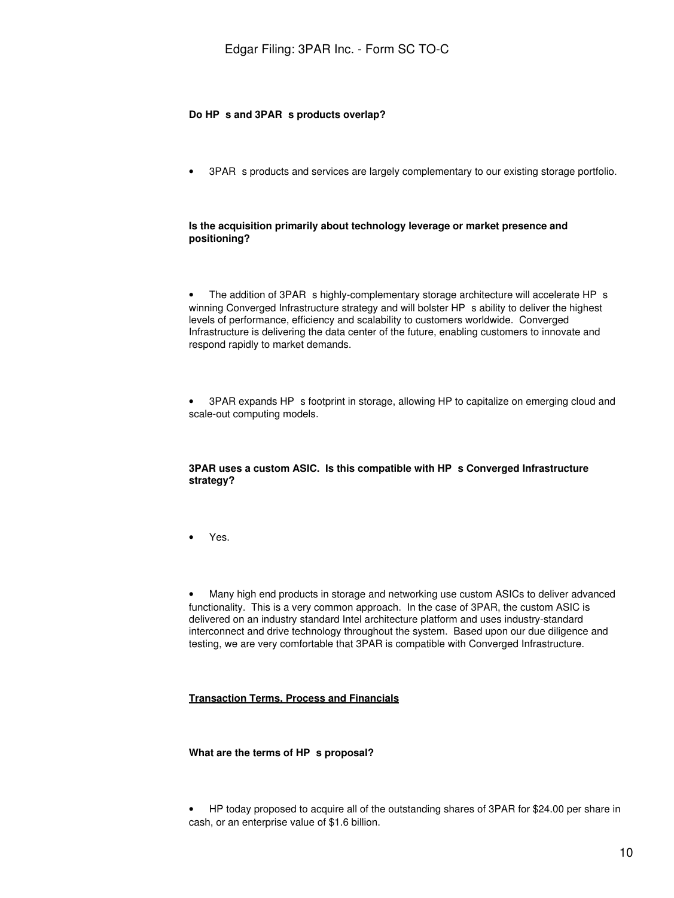**Do HP s and 3PAR s products overlap?**

- 3PAR s products and services are largely complementary to our existing storage portfolio.

**Is the acquisition primarily about technology leverage or market presence and positioning?**

- The addition of 3PAR s highly-complementary storage architecture will accelerate HP s winning Converged Infrastructure strategy and will bolster HP s ability to deliver the highest levels of performance, efficiency and scalability to customers worldwide. Converged Infrastructure is delivering the data center of the future, enabling customers to innovate and respond rapidly to market demands.

- 3PAR expands HP s footprint in storage, allowing HP to capitalize on emerging cloud and scale-out computing models.

**3PAR uses a custom ASIC. Is this compatible with HP s Converged Infrastructure strategy?**

- Yes.

- Many high end products in storage and networking use custom ASICs to deliver advanced functionality. This is a very common approach. In the case of 3PAR, the custom ASIC is delivered on an industry standard Intel architecture platform and uses industry-standard interconnect and drive technology throughout the system. Based upon our due diligence and testing, we are very comfortable that 3PAR is compatible with Converged Infrastructure.

**Transaction Terms, Process and Financials**

**What are the terms of HP s proposal?**

- HP today proposed to acquire all of the outstanding shares of 3PAR for $24.00 per share in cash, or an enterprise value of $1.6 billion.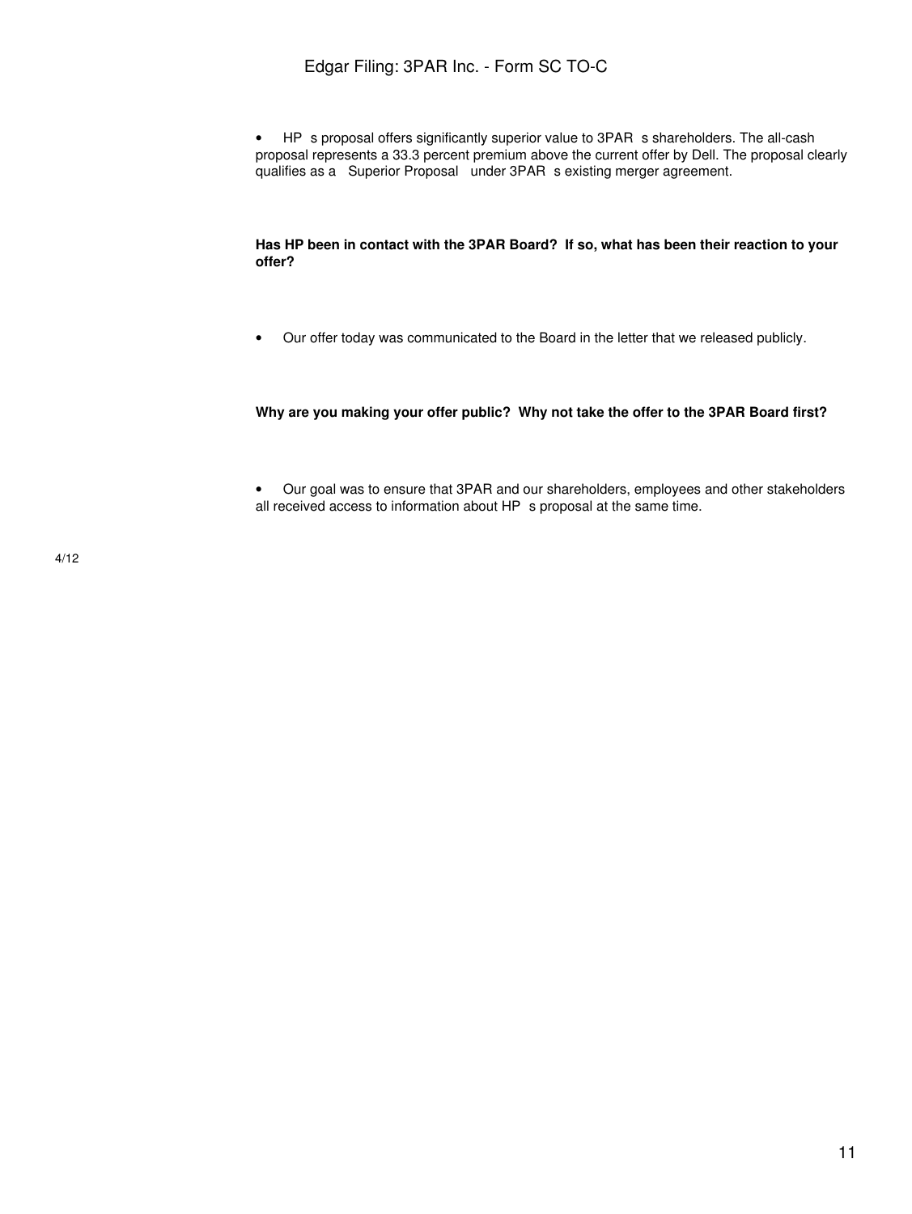- HP s proposal offers significantly superior value to 3PAR s shareholders. The all-cash proposal represents a 33.3 percent premium above the current offer by Dell. The proposal clearly qualifies as a Superior Proposal under 3PAR s existing merger agreement.

**Has HP been in contact with the 3PAR Board? If so, what has been their reaction to your offer?**

- Our offer today was communicated to the Board in the letter that we released publicly.

**Why are you making your offer public? Why not take the offer to the 3PAR Board first?**

- Our goal was to ensure that 3PAR and our shareholders, employees and other stakeholders all received access to information about HP s proposal at the same time.

4/12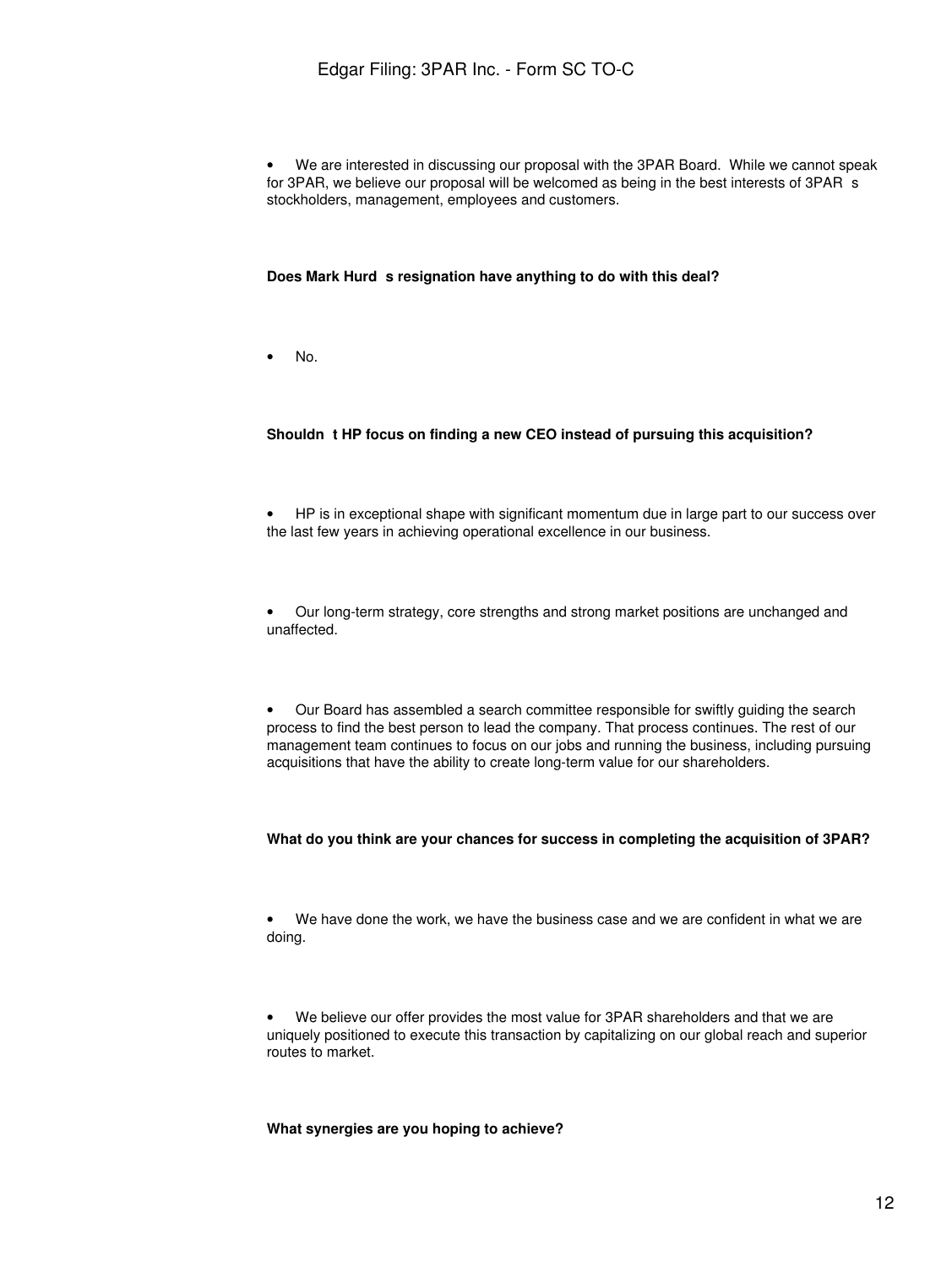- We are interested in discussing our proposal with the 3PAR Board. While we cannot speak for 3PAR, we believe our proposal will be welcomed as being in the best interests of 3PAR s stockholders, management, employees and customers.

**Does Mark Hurd s resignation have anything to do with this deal?**

- No.

**Shouldn t HP focus on finding a new CEO instead of pursuing this acquisition?**

- HP is in exceptional shape with significant momentum due in large part to our success over the last few years in achieving operational excellence in our business.

- Our long-term strategy, core strengths and strong market positions are unchanged and unaffected.

- Our Board has assembled a search committee responsible for swiftly guiding the search process to find the best person to lead the company. That process continues. The rest of our management team continues to focus on our jobs and running the business, including pursuing acquisitions that have the ability to create long-term value for our shareholders.

**What do you think are your chances for success in completing the acquisition of 3PAR?**

- We have done the work, we have the business case and we are confident in what we are doing.

- We believe our offer provides the most value for 3PAR shareholders and that we are uniquely positioned to execute this transaction by capitalizing on our global reach and superior routes to market.

**What synergies are you hoping to achieve?**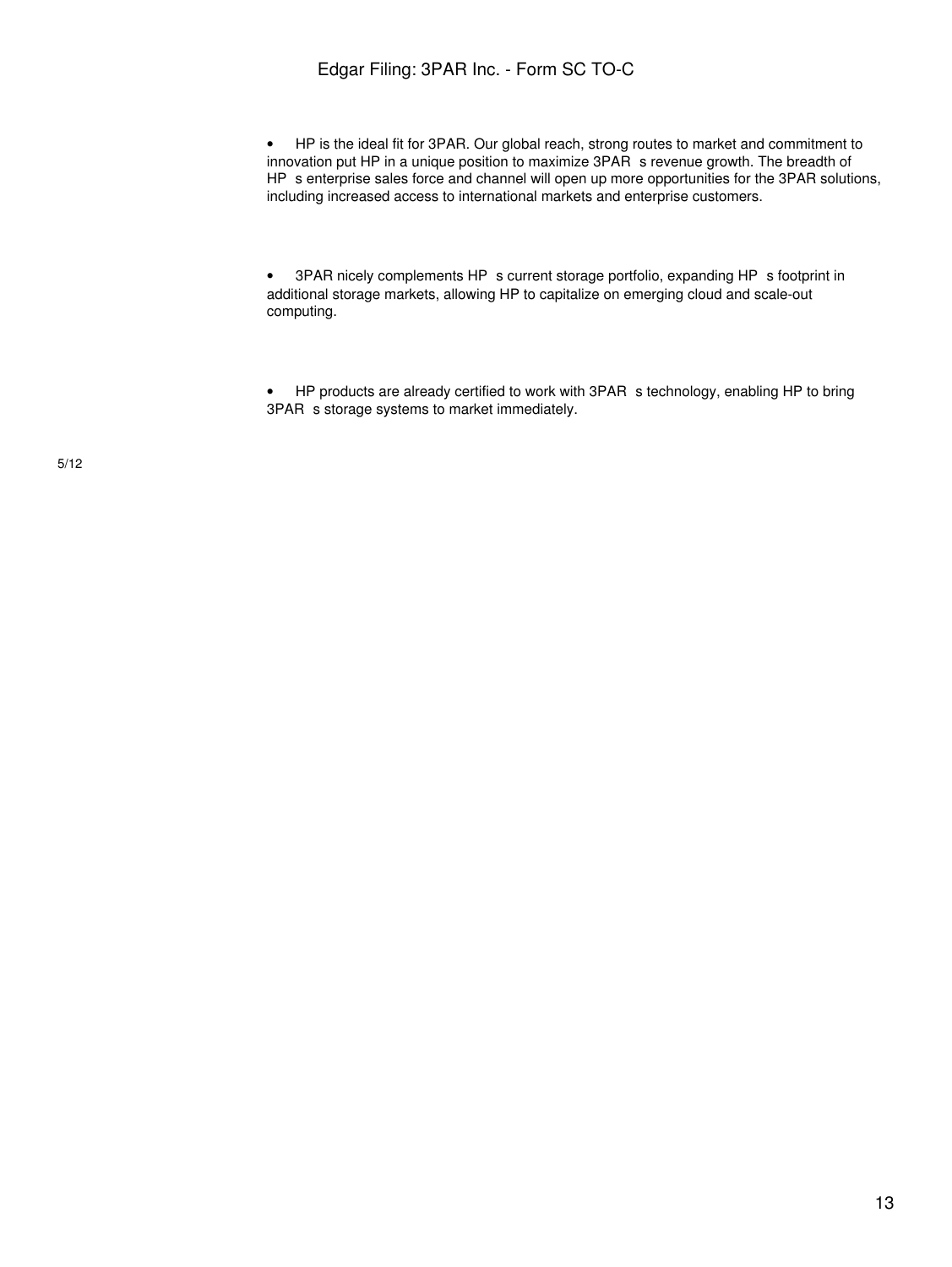- HP is the ideal fit for 3PAR. Our global reach, strong routes to market and commitment to innovation put HP in a unique position to maximize 3PAR s revenue growth. The breadth of HP s enterprise sales force and channel will open up more opportunities for the 3PAR solutions, including increased access to international markets and enterprise customers.

- 3PAR nicely complements HP s current storage portfolio, expanding HP s footprint in additional storage markets, allowing HP to capitalize on emerging cloud and scale-out computing.

- HP products are already certified to work with 3PAR s technology, enabling HP to bring 3PAR s storage systems to market immediately.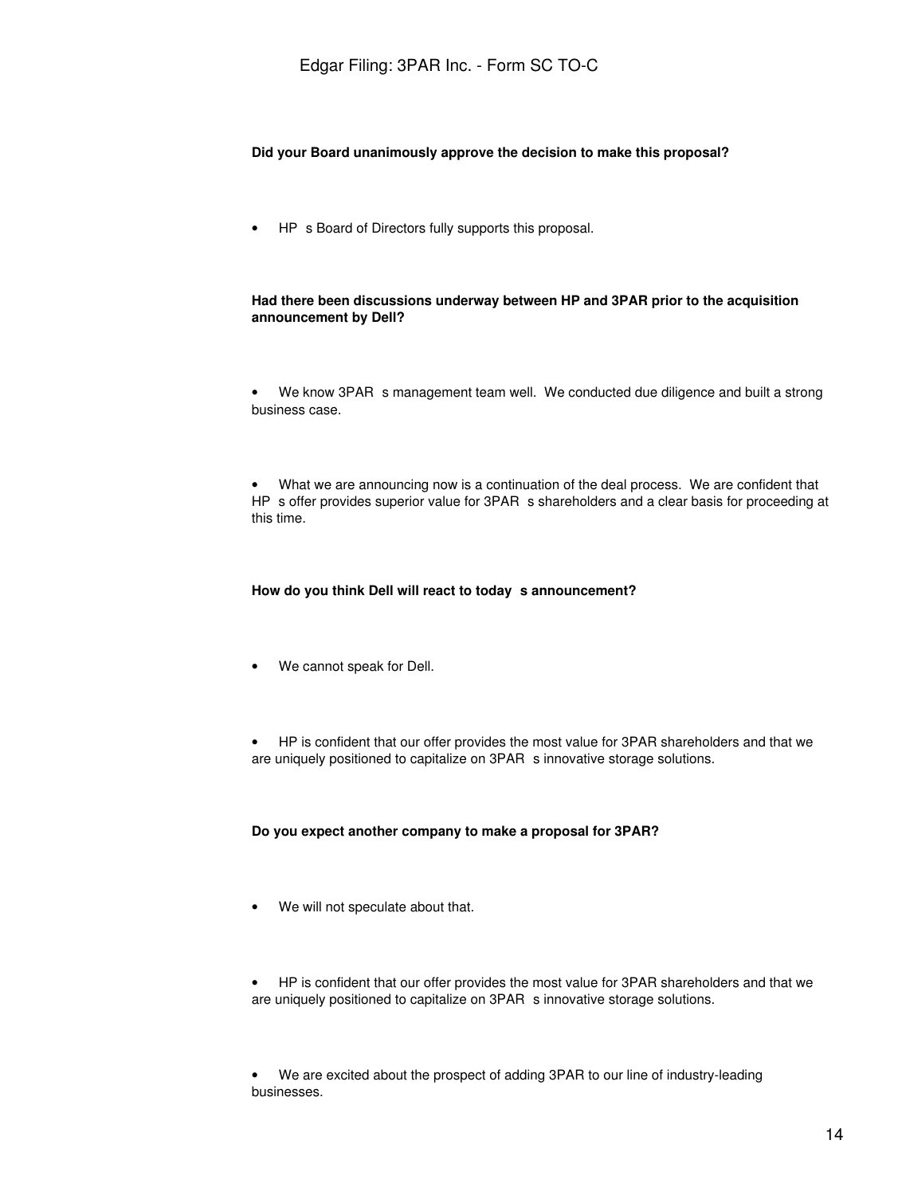**Did your Board unanimously approve the decision to make this proposal?**

- HP s Board of Directors fully supports this proposal.

**Had there been discussions underway between HP and 3PAR prior to the acquisition announcement by Dell?**

- We know 3PAR s management team well. We conducted due diligence and built a strong business case.

- What we are announcing now is a continuation of the deal process. We are confident that HP s offer provides superior value for 3PAR s shareholders and a clear basis for proceeding at this time.

**How do you think Dell will react to today s announcement?**

- We cannot speak for Dell.

- HP is confident that our offer provides the most value for 3PAR shareholders and that we are uniquely positioned to capitalize on 3PAR s innovative storage solutions.

**Do you expect another company to make a proposal for 3PAR?**

- We will not speculate about that.

- HP is confident that our offer provides the most value for 3PAR shareholders and that we are uniquely positioned to capitalize on 3PAR s innovative storage solutions.

- We are excited about the prospect of adding 3PAR to our line of industry-leading businesses.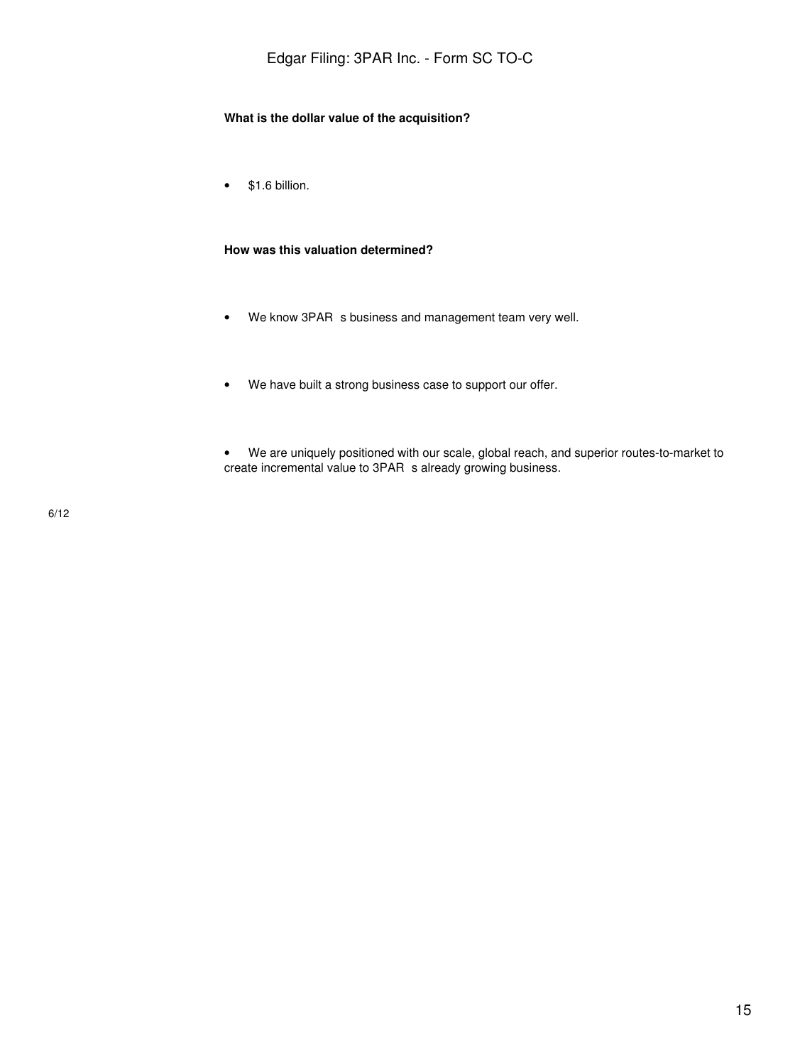**What is the dollar value of the acquisition?**

- $1.6 billion.

**How was this valuation determined?**

- We know 3PAR s business and management team very well.

- We have built a strong business case to support our offer.

- We are uniquely positioned with our scale, global reach, and superior routes-to-market to create incremental value to 3PAR s already growing business.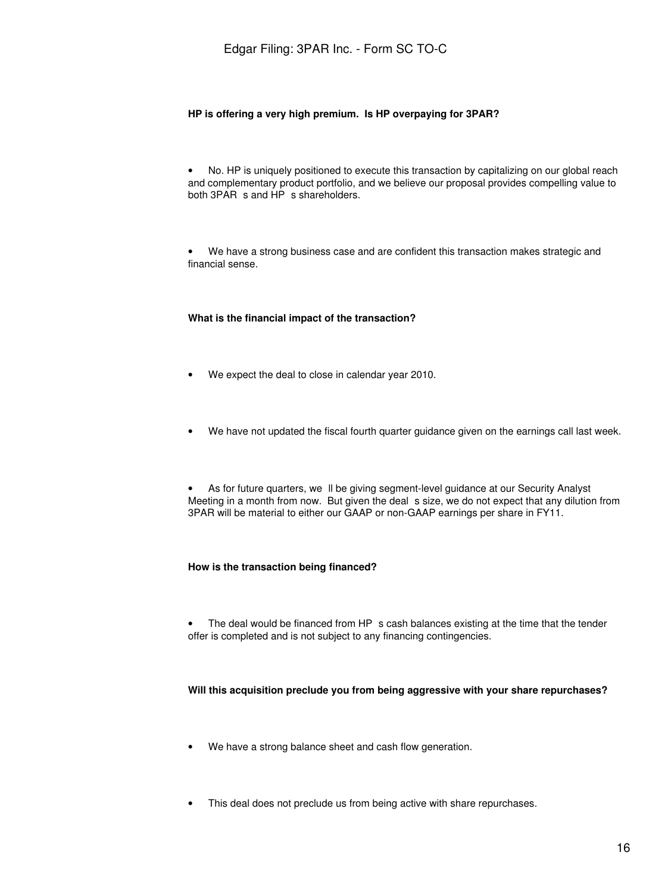**HP is offering a very high premium. Is HP overpaying for 3PAR?**

- No. HP is uniquely positioned to execute this transaction by capitalizing on our global reach and complementary product portfolio, and we believe our proposal provides compelling value to both 3PAR s and HP s shareholders.

- We have a strong business case and are confident this transaction makes strategic and financial sense.

**What is the financial impact of the transaction?**

- We expect the deal to close in calendar year 2010.

- We have not updated the fiscal fourth quarter guidance given on the earnings call last week.

- As for future quarters, we ll be giving segment-level guidance at our Security Analyst Meeting in a month from now. But given the deal s size, we do not expect that any dilution from 3PAR will be material to either our GAAP or non-GAAP earnings per share in FY11.

**How is the transaction being financed?**

- The deal would be financed from HP s cash balances existing at the time that the tender offer is completed and is not subject to any financing contingencies.

**Will this acquisition preclude you from being aggressive with your share repurchases?**

- We have a strong balance sheet and cash flow generation.

- This deal does not preclude us from being active with share repurchases.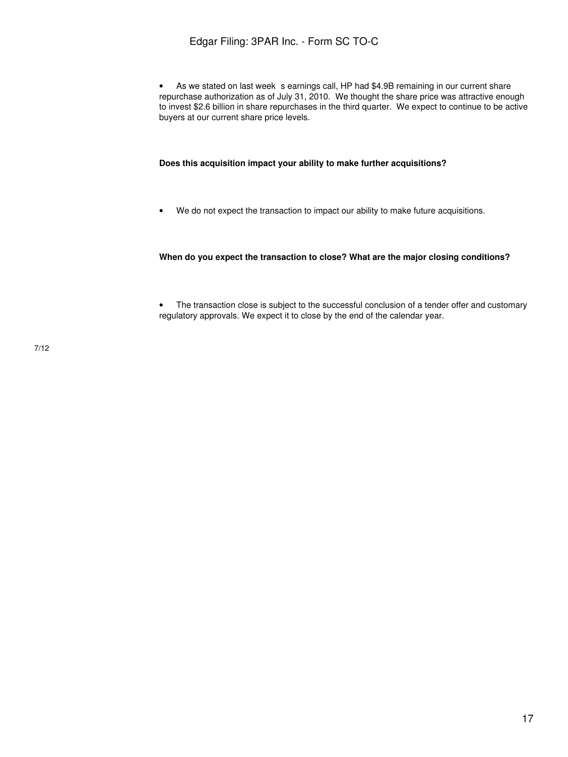- As we stated on last week s earnings call, HP had $4.9B remaining in our current share repurchase authorization as of July 31, 2010. We thought the share price was attractive enough to invest $2.6 billion in share repurchases in the third quarter. We expect to continue to be active buyers at our current share price levels.

**Does this acquisition impact your ability to make further acquisitions?**

- We do not expect the transaction to impact our ability to make future acquisitions.

**When do you expect the transaction to close? What are the major closing conditions?**

- The transaction close is subject to the successful conclusion of a tender offer and customary regulatory approvals. We expect it to close by the end of the calendar year.

7/12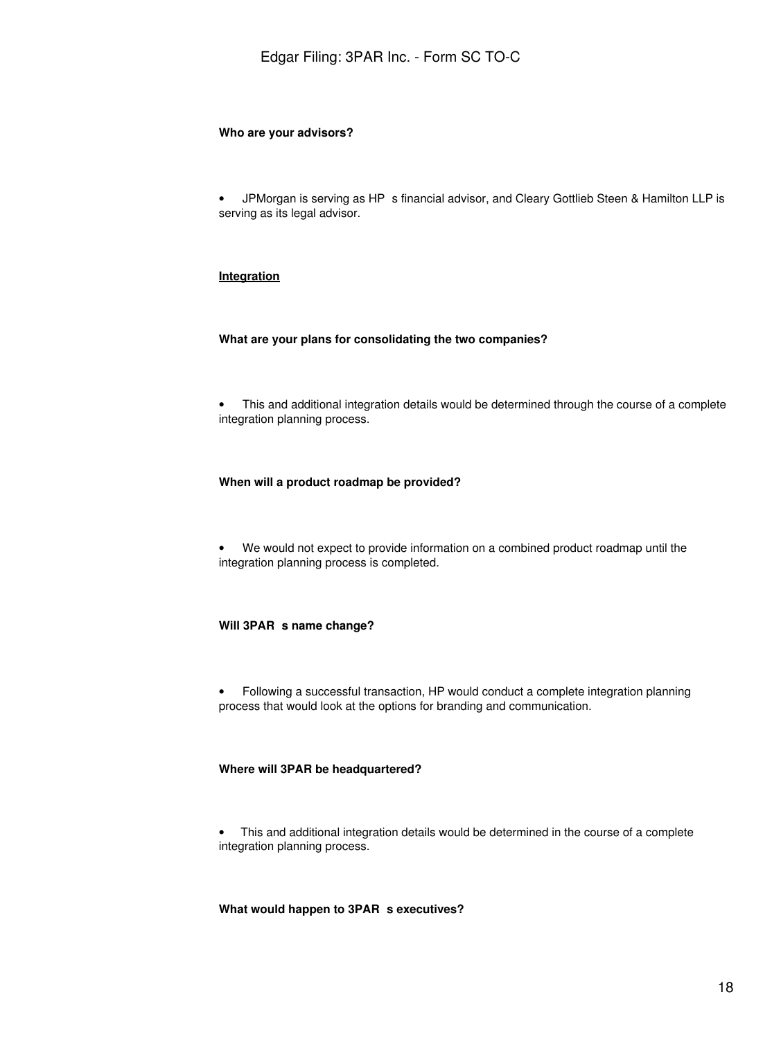**Who are your advisors?**

- JPMorgan is serving as HP s financial advisor, and Cleary Gottlieb Steen & Hamilton LLP is serving as its legal advisor.

**Integration**

**What are your plans for consolidating the two companies?**

- This and additional integration details would be determined through the course of a complete integration planning process.

**When will a product roadmap be provided?**

- We would not expect to provide information on a combined product roadmap until the integration planning process is completed.

**Will 3PAR s name change?**

- Following a successful transaction, HP would conduct a complete integration planning process that would look at the options for branding and communication.

**Where will 3PAR be headquartered?**

- This and additional integration details would be determined in the course of a complete integration planning process.

**What would happen to 3PAR s executives?**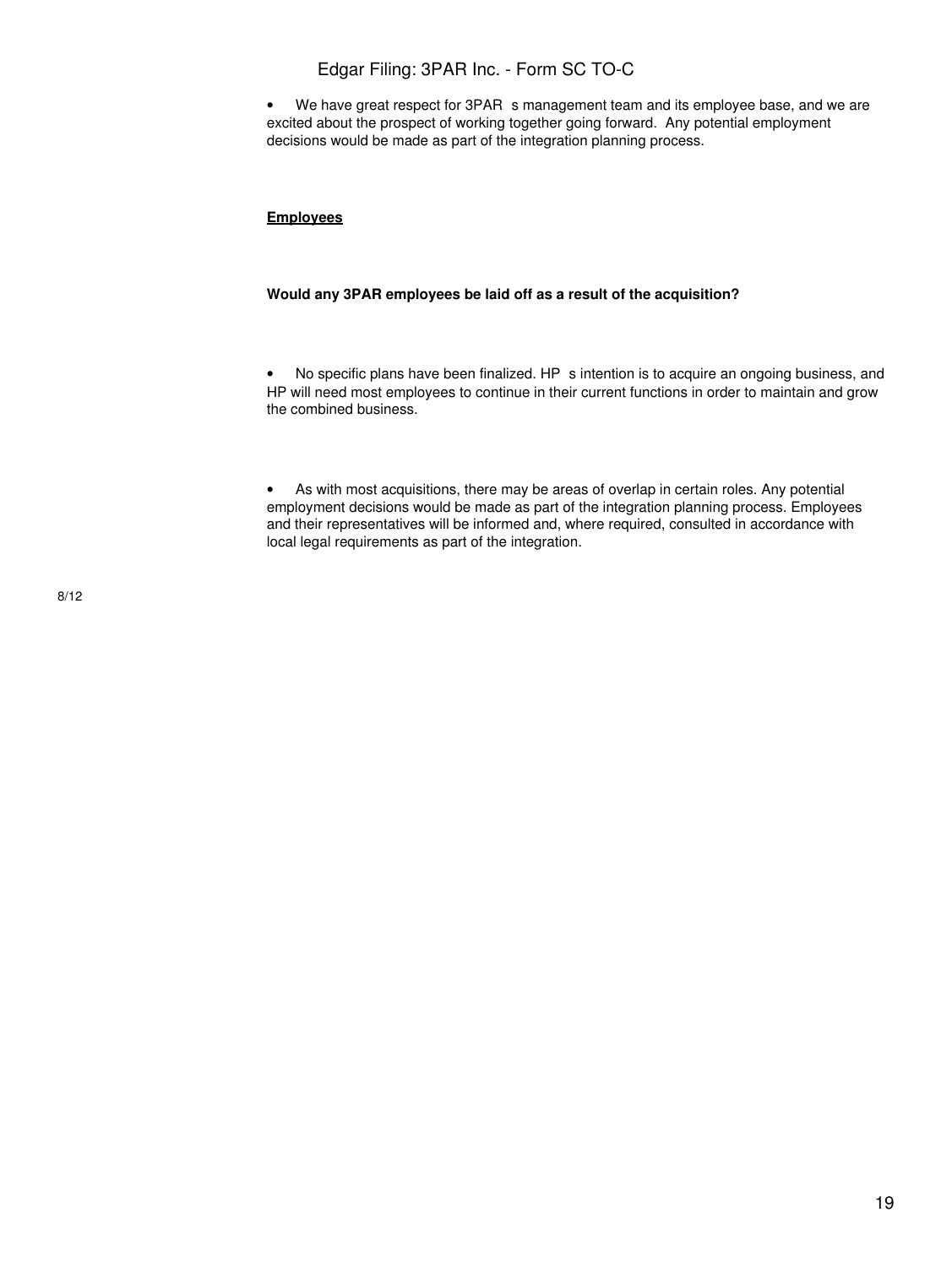- We have great respect for 3PAR s management team and its employee base, and we are excited about the prospect of working together going forward. Any potential employment decisions would be made as part of the integration planning process.

**Employees**

**Would any 3PAR employees be laid off as a result of the acquisition?**

- No specific plans have been finalized. HP s intention is to acquire an ongoing business, and HP will need most employees to continue in their current functions in order to maintain and grow the combined business.

- As with most acquisitions, there may be areas of overlap in certain roles. Any potential employment decisions would be made as part of the integration planning process. Employees and their representatives will be informed and, where required, consulted in accordance with local legal requirements as part of the integration.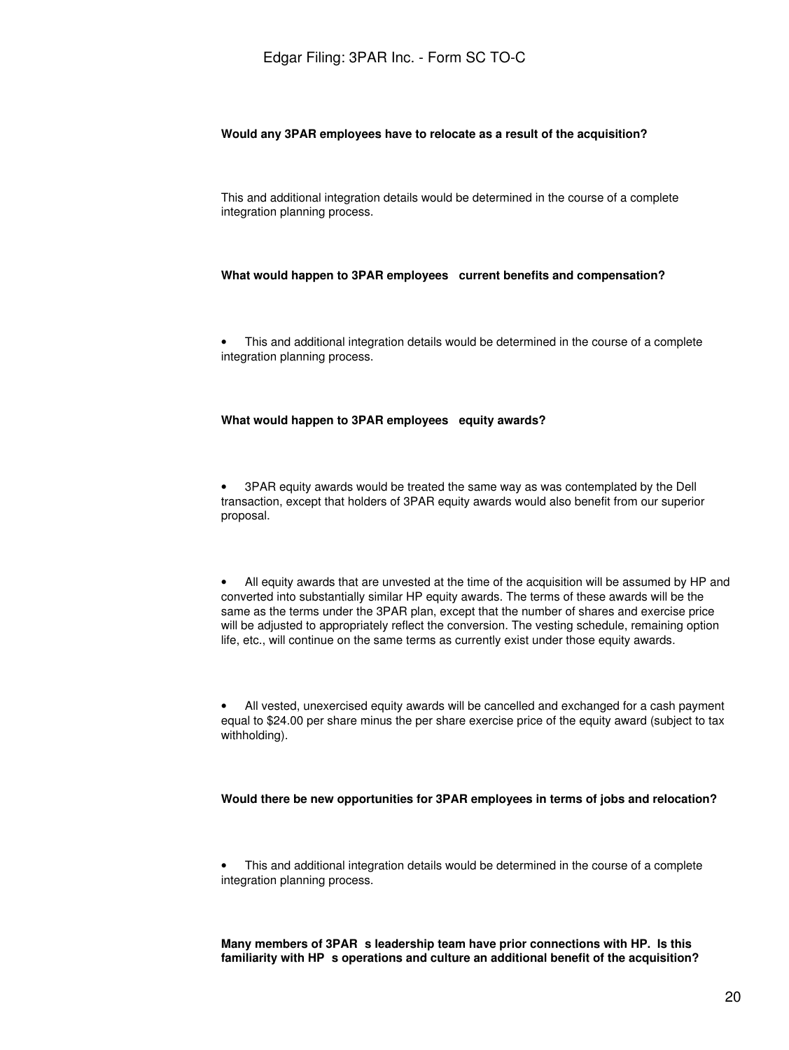**Would any 3PAR employees have to relocate as a result of the acquisition?**

This and additional integration details would be determined in the course of a complete integration planning process.

**What would happen to 3PAR employees current benefits and compensation?**

- This and additional integration details would be determined in the course of a complete integration planning process.

**What would happen to 3PAR employees equity awards?**

- 3PAR equity awards would be treated the same way as was contemplated by the Dell transaction, except that holders of 3PAR equity awards would also benefit from our superior proposal.

- All equity awards that are unvested at the time of the acquisition will be assumed by HP and converted into substantially similar HP equity awards. The terms of these awards will be the same as the terms under the 3PAR plan, except that the number of shares and exercise price will be adjusted to appropriately reflect the conversion. The vesting schedule, remaining option life, etc., will continue on the same terms as currently exist under those equity awards.

- All vested, unexercised equity awards will be cancelled and exchanged for a cash payment equal to $24.00 per share minus the per share exercise price of the equity award (subject to tax withholding).

**Would there be new opportunities for 3PAR employees in terms of jobs and relocation?**

- This and additional integration details would be determined in the course of a complete integration planning process.

**Many members of 3PAR s leadership team have prior connections with HP. Is this familiarity with HP s operations and culture an additional benefit of the acquisition?**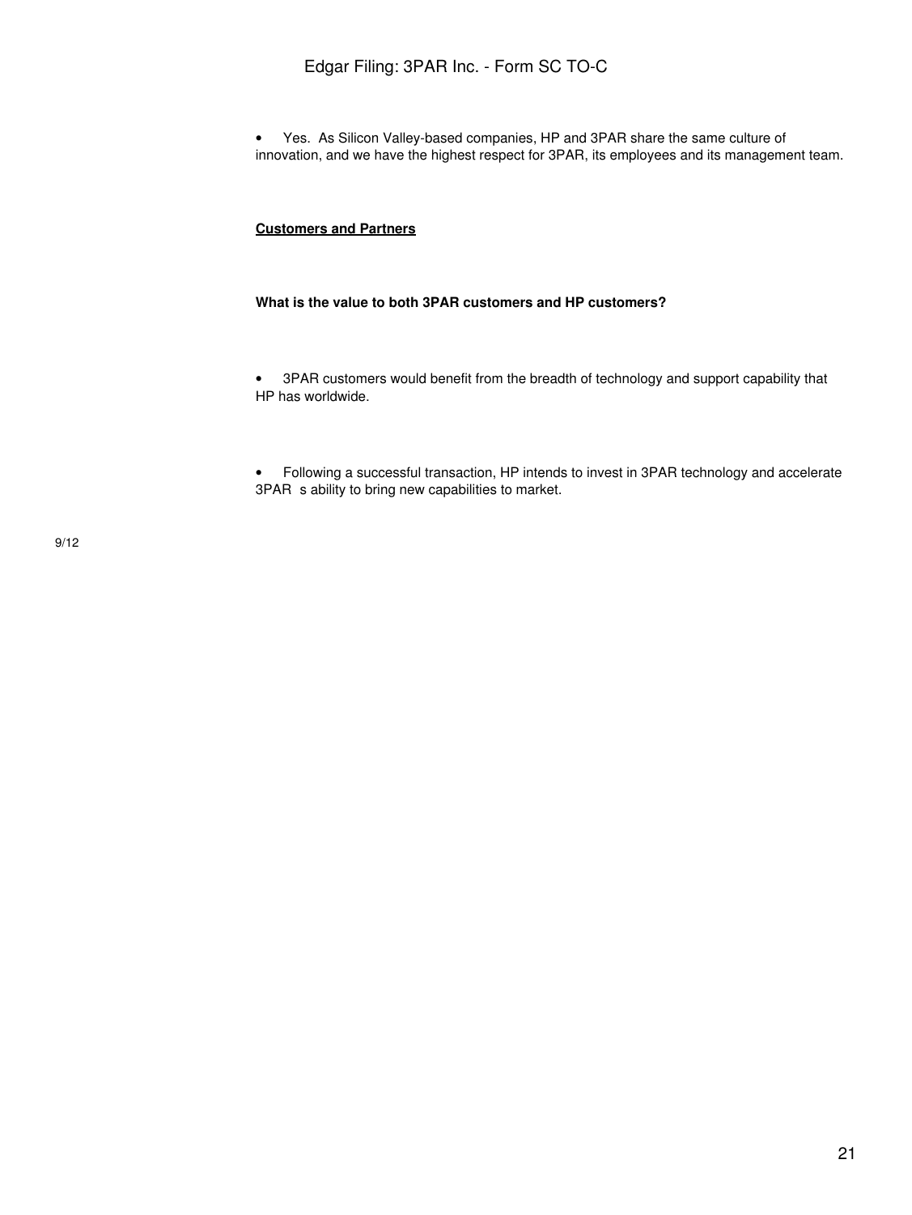- Yes. As Silicon Valley-based companies, HP and 3PAR share the same culture of innovation, and we have the highest respect for 3PAR, its employees and its management team.

**Customers and Partners**

**What is the value to both 3PAR customers and HP customers?**

- 3PAR customers would benefit from the breadth of technology and support capability that HP has worldwide.

- Following a successful transaction, HP intends to invest in 3PAR technology and accelerate 3PAR s ability to bring new capabilities to market.

9/12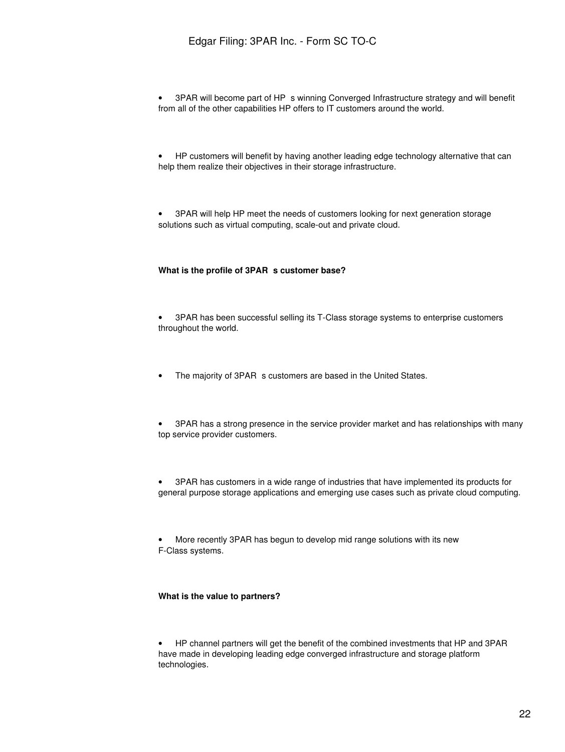- 3PAR will become part of HP s winning Converged Infrastructure strategy and will benefit from all of the other capabilities HP offers to IT customers around the world.

- HP customers will benefit by having another leading edge technology alternative that can help them realize their objectives in their storage infrastructure.

- 3PAR will help HP meet the needs of customers looking for next generation storage solutions such as virtual computing, scale-out and private cloud.

**What is the profile of 3PAR s customer base?**

- 3PAR has been successful selling its T-Class storage systems to enterprise customers throughout the world.

- The majority of 3PAR s customers are based in the United States.

- 3PAR has a strong presence in the service provider market and has relationships with many top service provider customers.

- 3PAR has customers in a wide range of industries that have implemented its products for general purpose storage applications and emerging use cases such as private cloud computing.

- More recently 3PAR has begun to develop mid range solutions with its new F-Class systems.

**What is the value to partners?**

- HP channel partners will get the benefit of the combined investments that HP and 3PAR have made in developing leading edge converged infrastructure and storage platform technologies.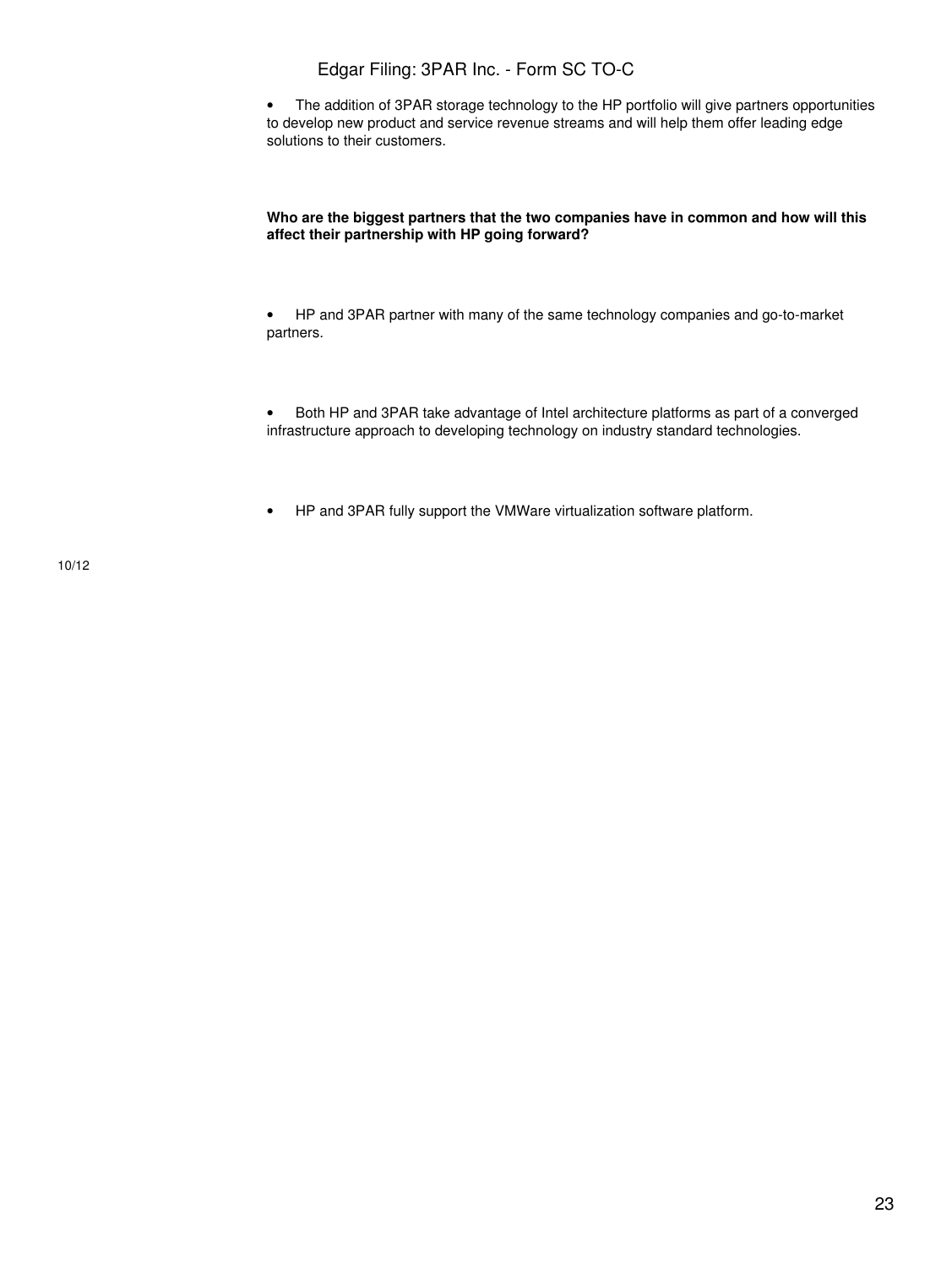- The addition of 3PAR storage technology to the HP portfolio will give partners opportunities to develop new product and service revenue streams and will help them offer leading edge solutions to their customers.

**Who are the biggest partners that the two companies have in common and how will this affect their partnership with HP going forward?**

- HP and 3PAR partner with many of the same technology companies and go-to-market partners.

- Both HP and 3PAR take advantage of Intel architecture platforms as part of a converged infrastructure approach to developing technology on industry standard technologies.

- HP and 3PAR fully support the VMWare virtualization software platform.

10/12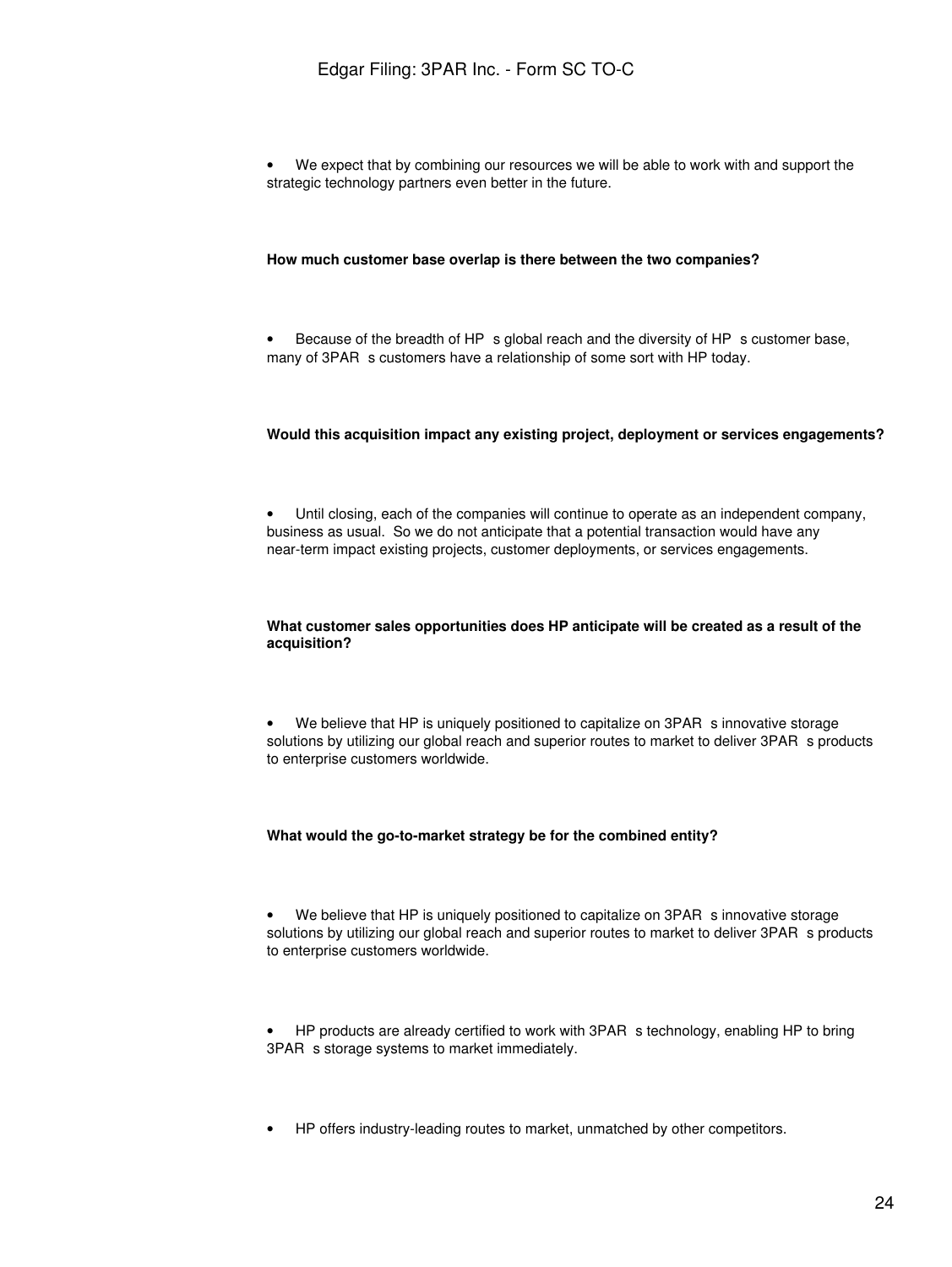- We expect that by combining our resources we will be able to work with and support the strategic technology partners even better in the future.

**How much customer base overlap is there between the two companies?**

- Because of the breadth of HP s global reach and the diversity of HP s customer base, many of 3PAR s customers have a relationship of some sort with HP today.

**Would this acquisition impact any existing project, deployment or services engagements?**

- Until closing, each of the companies will continue to operate as an independent company, business as usual. So we do not anticipate that a potential transaction would have any near-term impact existing projects, customer deployments, or services engagements.

**What customer sales opportunities does HP anticipate will be created as a result of the acquisition?**

- We believe that HP is uniquely positioned to capitalize on 3PAR s innovative storage solutions by utilizing our global reach and superior routes to market to deliver 3PAR s products to enterprise customers worldwide.

**What would the go-to-market strategy be for the combined entity?**

- We believe that HP is uniquely positioned to capitalize on 3PAR s innovative storage solutions by utilizing our global reach and superior routes to market to deliver 3PAR s products to enterprise customers worldwide.

- HP products are already certified to work with 3PAR s technology, enabling HP to bring 3PAR s storage systems to market immediately.

- HP offers industry-leading routes to market, unmatched by other competitors.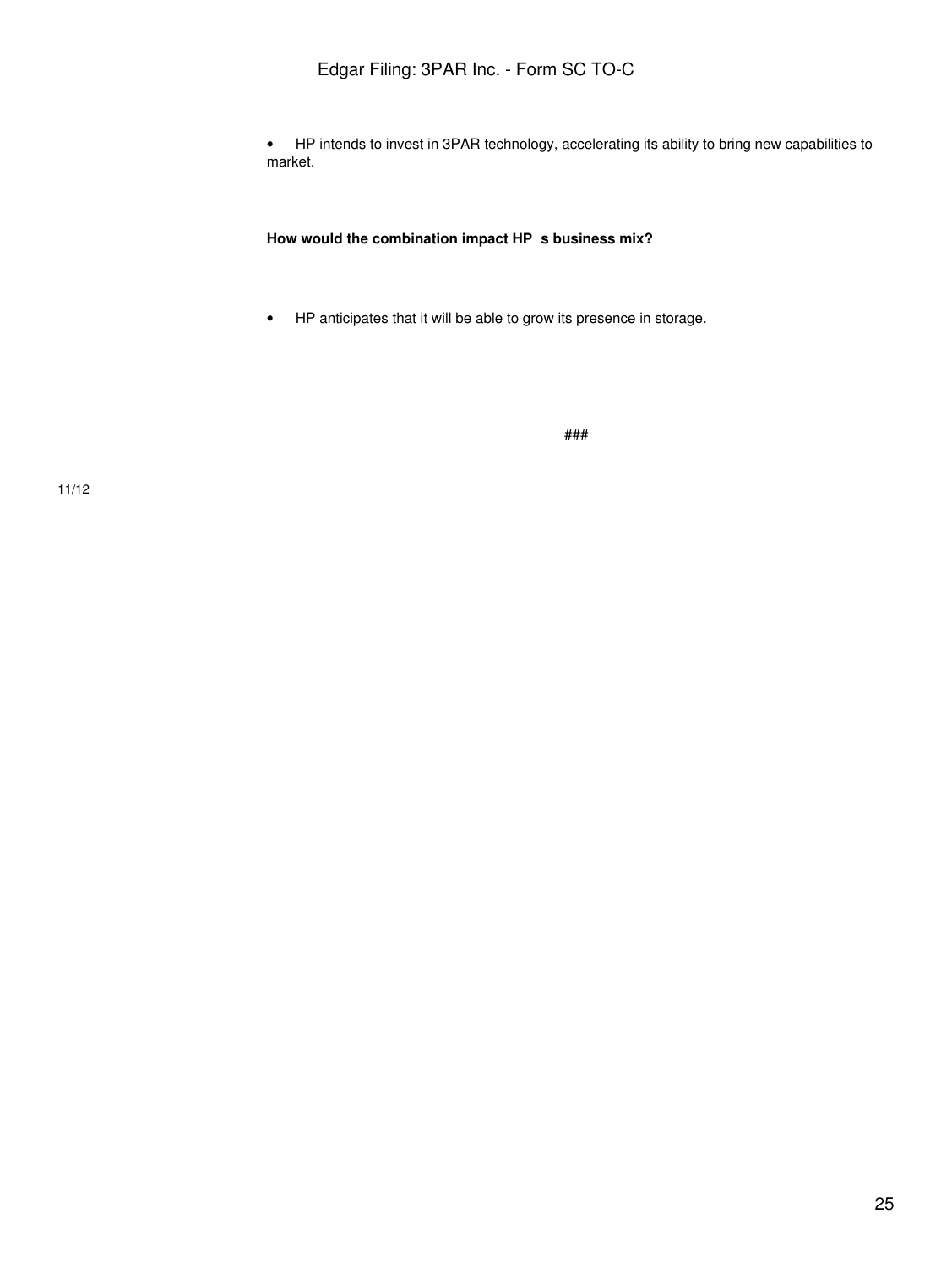- HP intends to invest in 3PAR technology, accelerating its ability to bring new capabilities to market.

**How would the combination impact HP s business mix?**

- HP anticipates that it will be able to grow its presence in storage.

###

11/12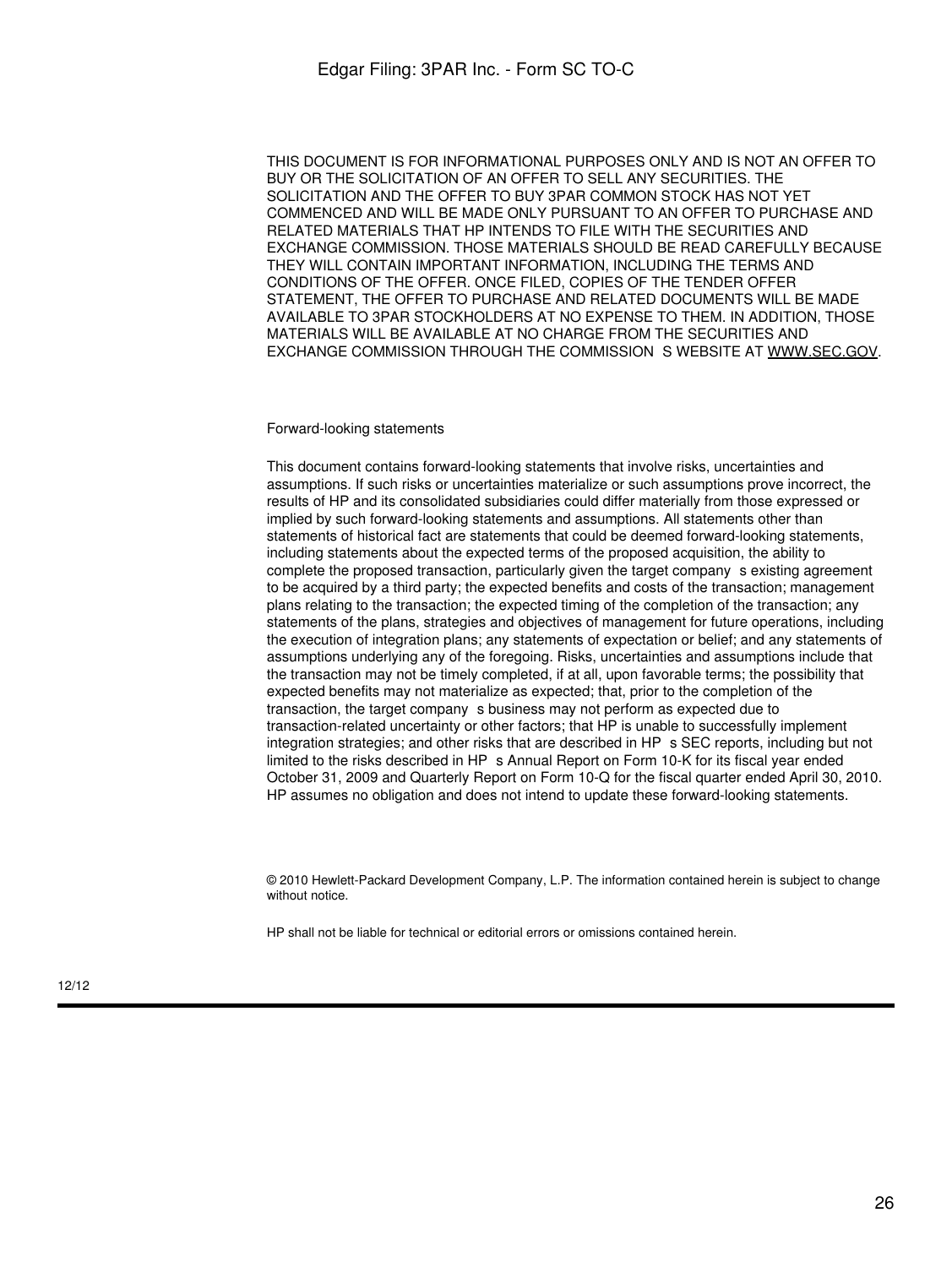THIS DOCUMENT IS FOR INFORMATIONAL PURPOSES ONLY AND IS NOT AN OFFER TO BUY OR THE SOLICITATION OF AN OFFER TO SELL ANY SECURITIES. THE SOLICITATION AND THE OFFER TO BUY 3PAR COMMON STOCK HAS NOT YET COMMENCED AND WILL BE MADE ONLY PURSUANT TO AN OFFER TO PURCHASE AND RELATED MATERIALS THAT HP INTENDS TO FILE WITH THE SECURITIES AND EXCHANGE COMMISSION. THOSE MATERIALS SHOULD BE READ CAREFULLY BECAUSE THEY WILL CONTAIN IMPORTANT INFORMATION, INCLUDING THE TERMS AND CONDITIONS OF THE OFFER. ONCE FILED, COPIES OF THE TENDER OFFER STATEMENT, THE OFFER TO PURCHASE AND RELATED DOCUMENTS WILL BE MADE AVAILABLE TO 3PAR STOCKHOLDERS AT NO EXPENSE TO THEM. IN ADDITION, THOSE MATERIALS WILL BE AVAILABLE AT NO CHARGE FROM THE SECURITIES AND EXCHANGE COMMISSION THROUGH THE COMMISSION S WEBSITE AT WWW.SEC.GOV.

Forward-looking statements

This document contains forward-looking statements that involve risks, uncertainties and assumptions. If such risks or uncertainties materialize or such assumptions prove incorrect, the results of HP and its consolidated subsidiaries could differ materially from those expressed or implied by such forward-looking statements and assumptions. All statements other than statements of historical fact are statements that could be deemed forward-looking statements, including statements about the expected terms of the proposed acquisition, the ability to complete the proposed transaction, particularly given the target company s existing agreement to be acquired by a third party; the expected benefits and costs of the transaction; management plans relating to the transaction; the expected timing of the completion of the transaction; any statements of the plans, strategies and objectives of management for future operations, including the execution of integration plans; any statements of expectation or belief; and any statements of assumptions underlying any of the foregoing. Risks, uncertainties and assumptions include that the transaction may not be timely completed, if at all, upon favorable terms; the possibility that expected benefits may not materialize as expected; that, prior to the completion of the transaction, the target company s business may not perform as expected due to transaction-related uncertainty or other factors; that HP is unable to successfully implement integration strategies; and other risks that are described in HP s SEC reports, including but not limited to the risks described in HP s Annual Report on Form 10-K for its fiscal year ended October 31, 2009 and Quarterly Report on Form 10-Q for the fiscal quarter ended April 30, 2010. HP assumes no obligation and does not intend to update these forward-looking statements.

© 2010 Hewlett-Packard Development Company, L.P. The information contained herein is subject to change without notice.

HP shall not be liable for technical or editorial errors or omissions contained herein.

12/12